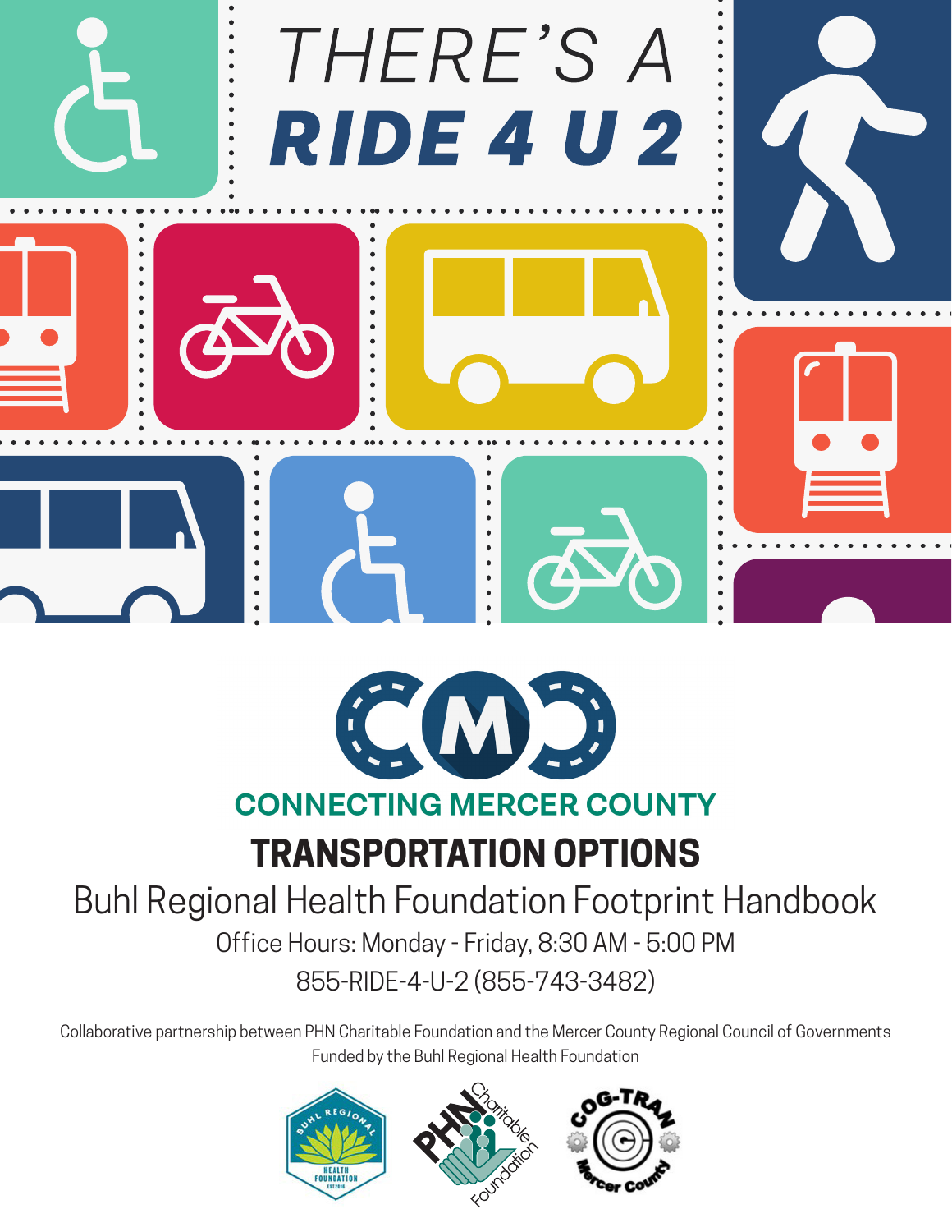# THERE'S A ***RIDE 4 U 2***

CONNECTING MERCER COUNTY

## TRANSPORTATION OPTIONS

Buhl Regional Health Foundation Footprint Handbook

Office Hours: Monday - Friday, 8:30 AM - 5:00 PM

855-RIDE-4-U-2 (855-743-3482)

Collaborative partnership between PHN Charitable Foundation and the Mercer County Regional Council of Governments
Funded by the Buhl Regional Health Foundation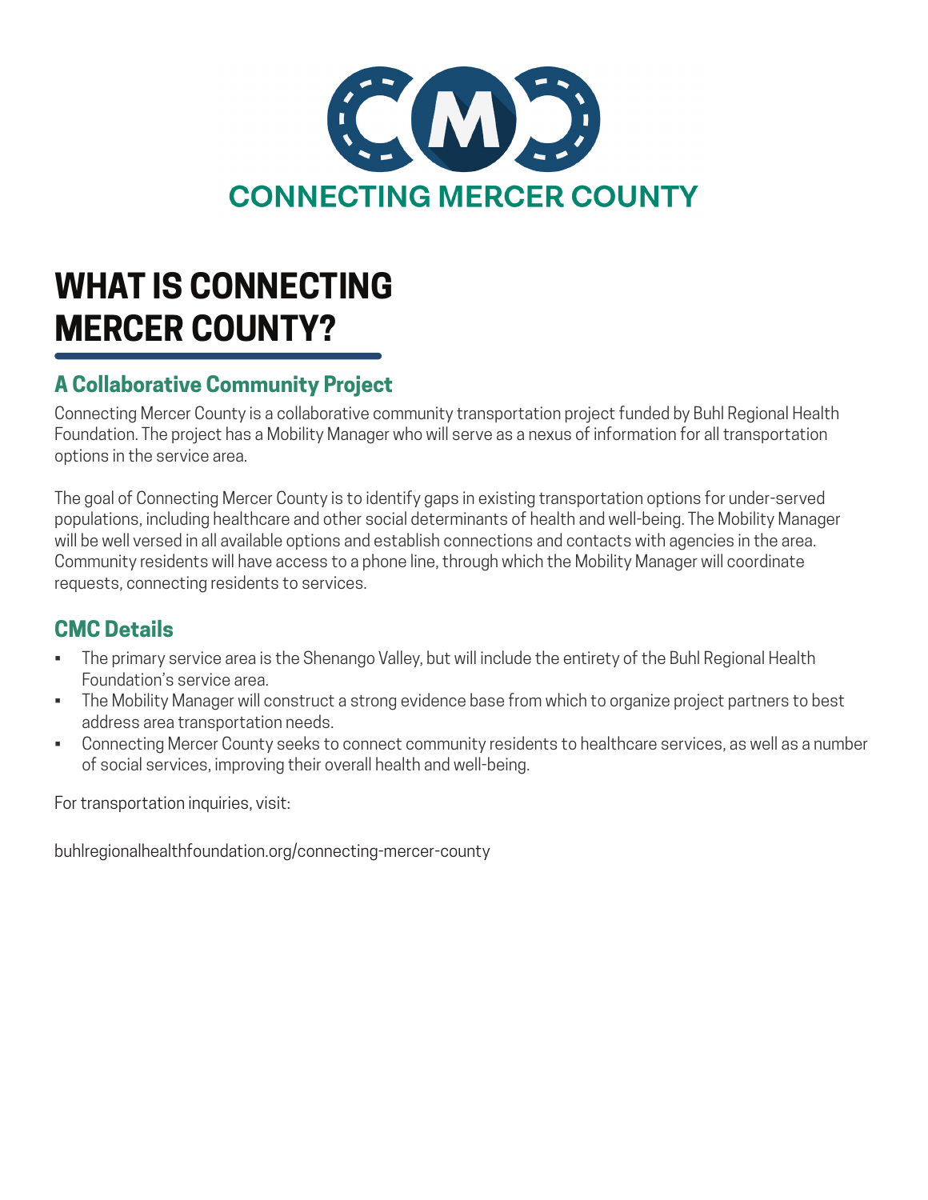CONNECTING MERCER COUNTY

# WHAT IS CONNECTING MERCER COUNTY?

## A Collaborative Community Project

Connecting Mercer County is a collaborative community transportation project funded by Buhl Regional Health Foundation. The project has a Mobility Manager who will serve as a nexus of information for all transportation options in the service area.

The goal of Connecting Mercer County is to identify gaps in existing transportation options for under-served populations, including healthcare and other social determinants of health and well-being. The Mobility Manager will be well versed in all available options and establish connections and contacts with agencies in the area. Community residents will have access to a phone line, through which the Mobility Manager will coordinate requests, connecting residents to services.

## CMC Details

- The primary service area is the Shenango Valley, but will include the entirety of the Buhl Regional Health Foundation's service area.
- The Mobility Manager will construct a strong evidence base from which to organize project partners to best address area transportation needs.
- Connecting Mercer County seeks to connect community residents to healthcare services, as well as a number of social services, improving their overall health and well-being.

For transportation inquiries, visit:

buhlregionalhealthfoundation.org/connecting-mercer-county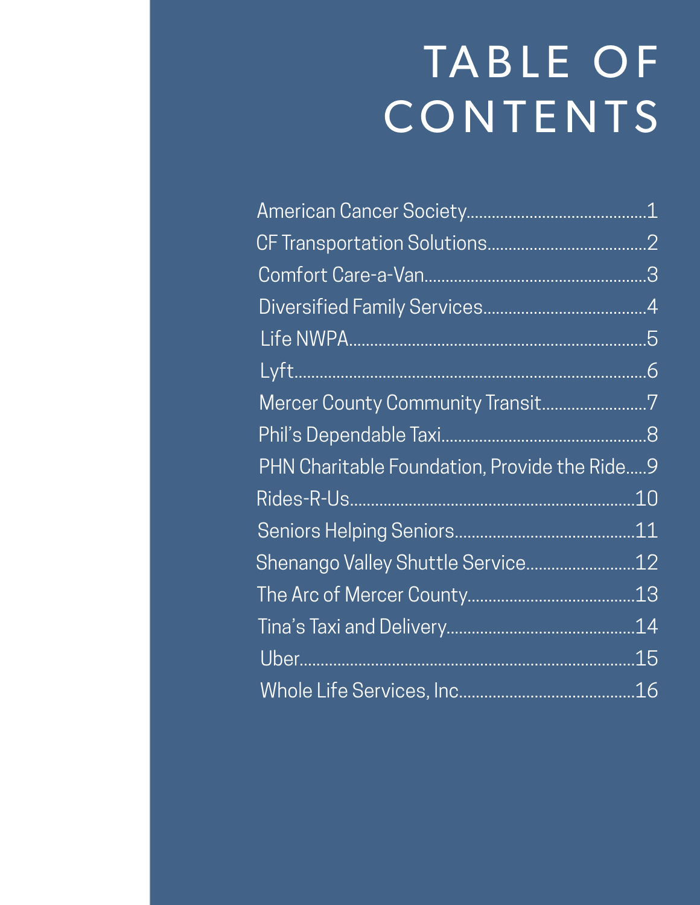# TABLE OF CONTENTS

American Cancer Society.........................................1
CF Transportation Solutions....................................2
Comfort Care-a-Van...................................................3
Diversified Family Services.....................................4
Life NWPA..................................................................5
Lyft...............................................................................6
Mercer County Community Transit........................7
Phil's Dependable Taxi...............................................8
PHN Charitable Foundation, Provide the Ride.....9
Rides-R-Us.................................................................10
Seniors Helping Seniors..........................................11
Shenango Valley Shuttle Service..........................12
The Arc of Mercer County.......................................13
Tina's Taxi and Delivery...........................................14
Uber.............................................................................15
Whole Life Services, Inc..........................................16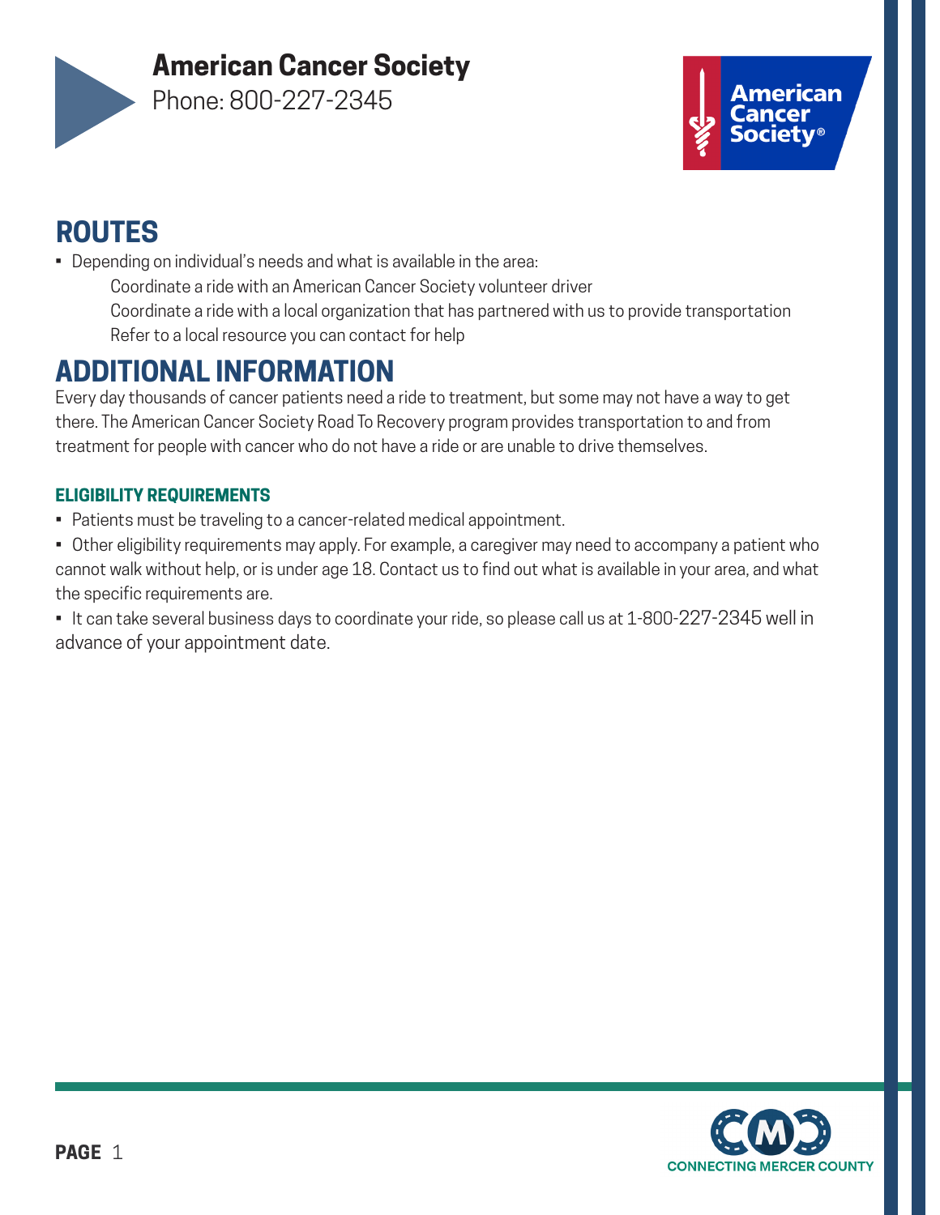# American Cancer Society

Phone: 800-227-2345

## ROUTES

- Depending on individual's needs and what is available in the area:
  - Coordinate a ride with an American Cancer Society volunteer driver
  - Coordinate a ride with a local organization that has partnered with us to provide transportation
  - Refer to a local resource you can contact for help

## ADDITIONAL INFORMATION

Every day thousands of cancer patients need a ride to treatment, but some may not have a way to get there. The American Cancer Society Road To Recovery program provides transportation to and from treatment for people with cancer who do not have a ride or are unable to drive themselves.

### ELIGIBILITY REQUIREMENTS

- Patients must be traveling to a cancer-related medical appointment.
- Other eligibility requirements may apply. For example, a caregiver may need to accompany a patient who cannot walk without help, or is under age 18. Contact us to find out what is available in your area, and what the specific requirements are.
- It can take several business days to coordinate your ride, so please call us at 1-800-227-2345 well in advance of your appointment date.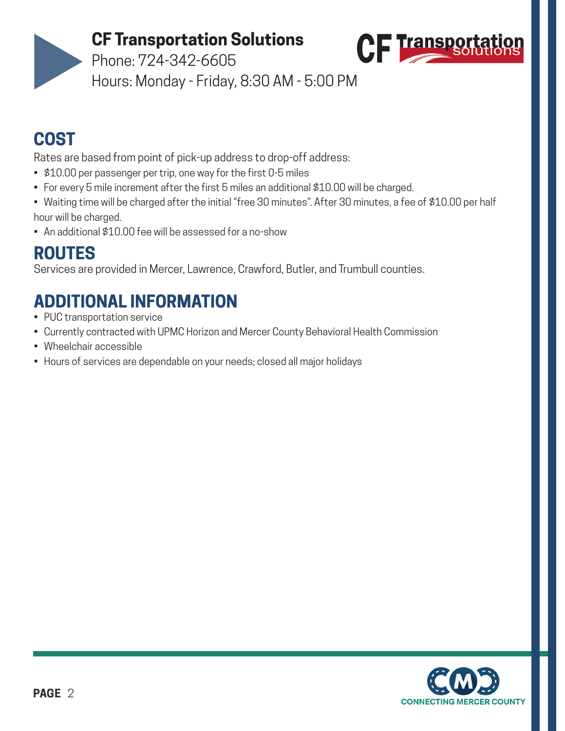# CF Transportation Solutions

Phone: 724-342-6605

Hours: Monday - Friday, 8:30 AM - 5:00 PM

## COST

Rates are based from point of pick-up address to drop-off address:

- $10.00 per passenger per trip, one way for the first 0-5 miles
- For every 5 mile increment after the first 5 miles an additional $10.00 will be charged.
- Waiting time will be charged after the initial "free 30 minutes". After 30 minutes, a fee of $10.00 per half hour will be charged.
- An additional $10.00 fee will be assessed for a no-show

## ROUTES

Services are provided in Mercer, Lawrence, Crawford, Butler, and Trumbull counties.

## ADDITIONAL INFORMATION

- PUC transportation service
- Currently contracted with UPMC Horizon and Mercer County Behavioral Health Commission
- Wheelchair accessible
- Hours of services are dependable on your needs; closed all major holidays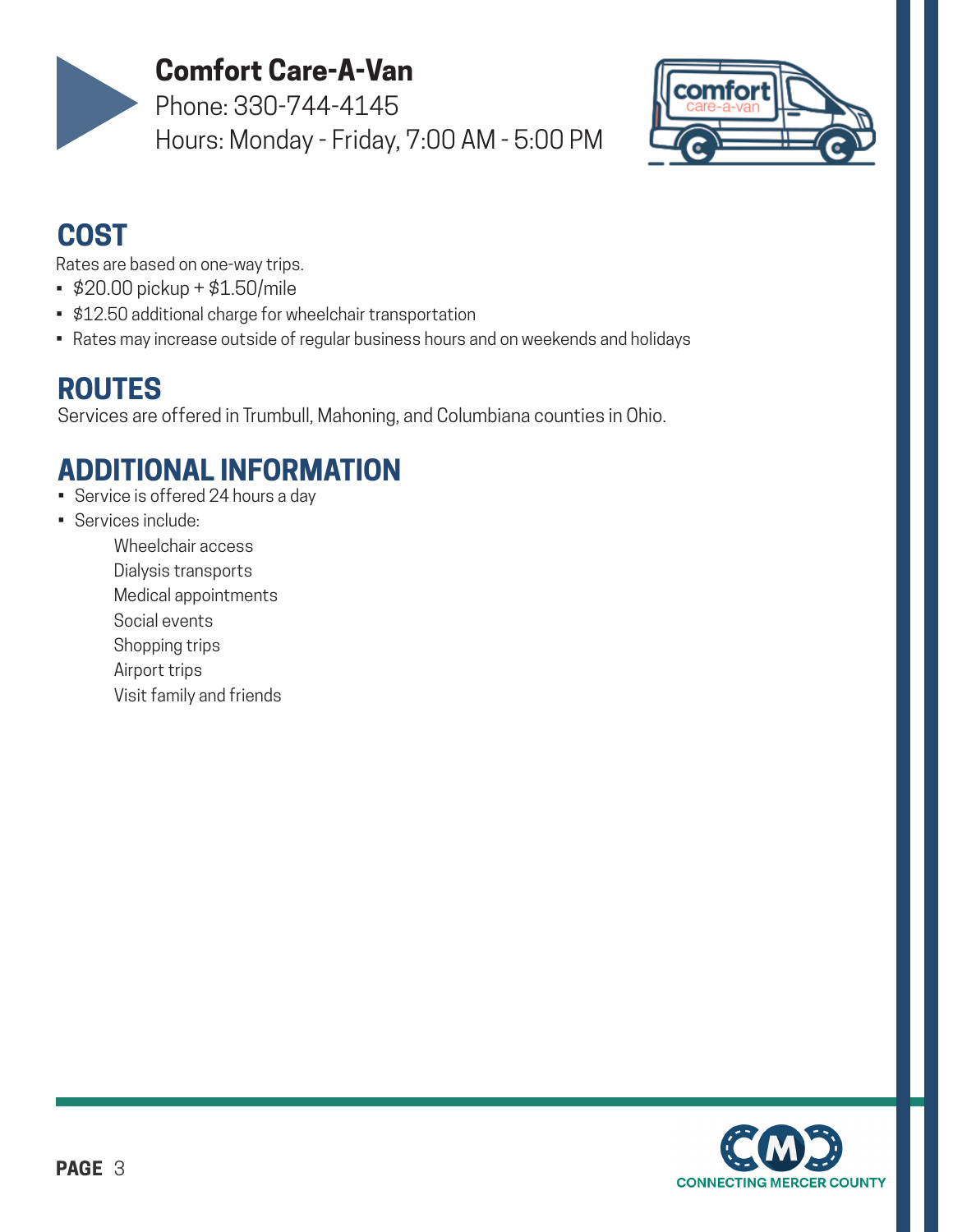# Comfort Care-A-Van

Phone: 330-744-4145

Hours: Monday - Friday, 7:00 AM - 5:00 PM

## COST

Rates are based on one-way trips.

- $20.00 pickup + $1.50/mile
- $12.50 additional charge for wheelchair transportation
- Rates may increase outside of regular business hours and on weekends and holidays

## ROUTES

Services are offered in Trumbull, Mahoning, and Columbiana counties in Ohio.

## ADDITIONAL INFORMATION

- Service is offered 24 hours a day
- Services include:
  - Wheelchair access
  - Dialysis transports
  - Medical appointments
  - Social events
  - Shopping trips
  - Airport trips
  - Visit family and friends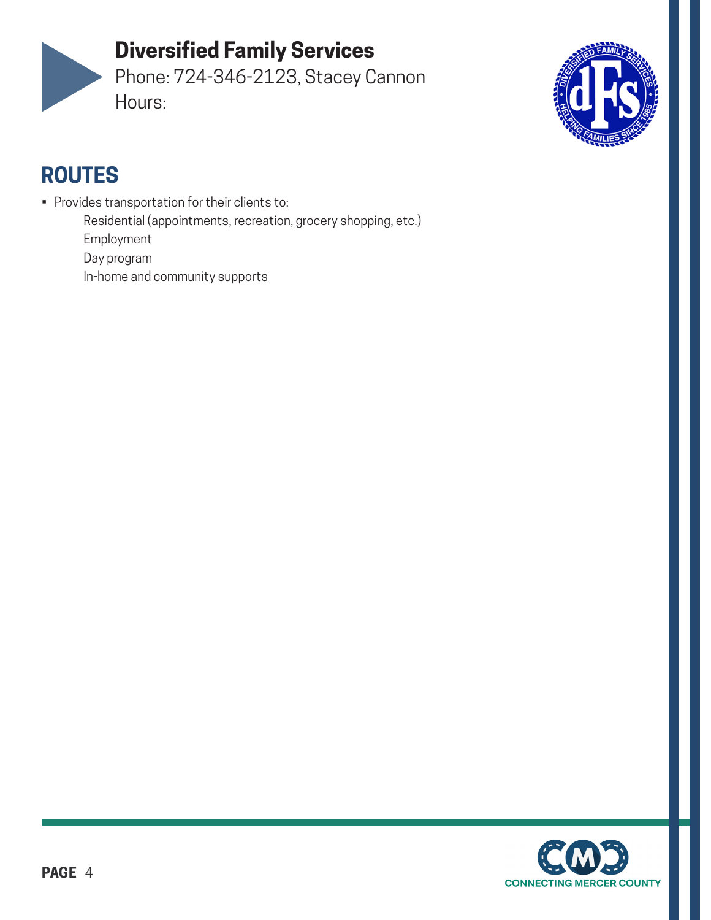## Diversified Family Services

Phone: 724-346-2123, Stacey Cannon
Hours:

## ROUTES

- Provides transportation for their clients to:
  - Residential (appointments, recreation, grocery shopping, etc.)
  - Employment
  - Day program
  - In-home and community supports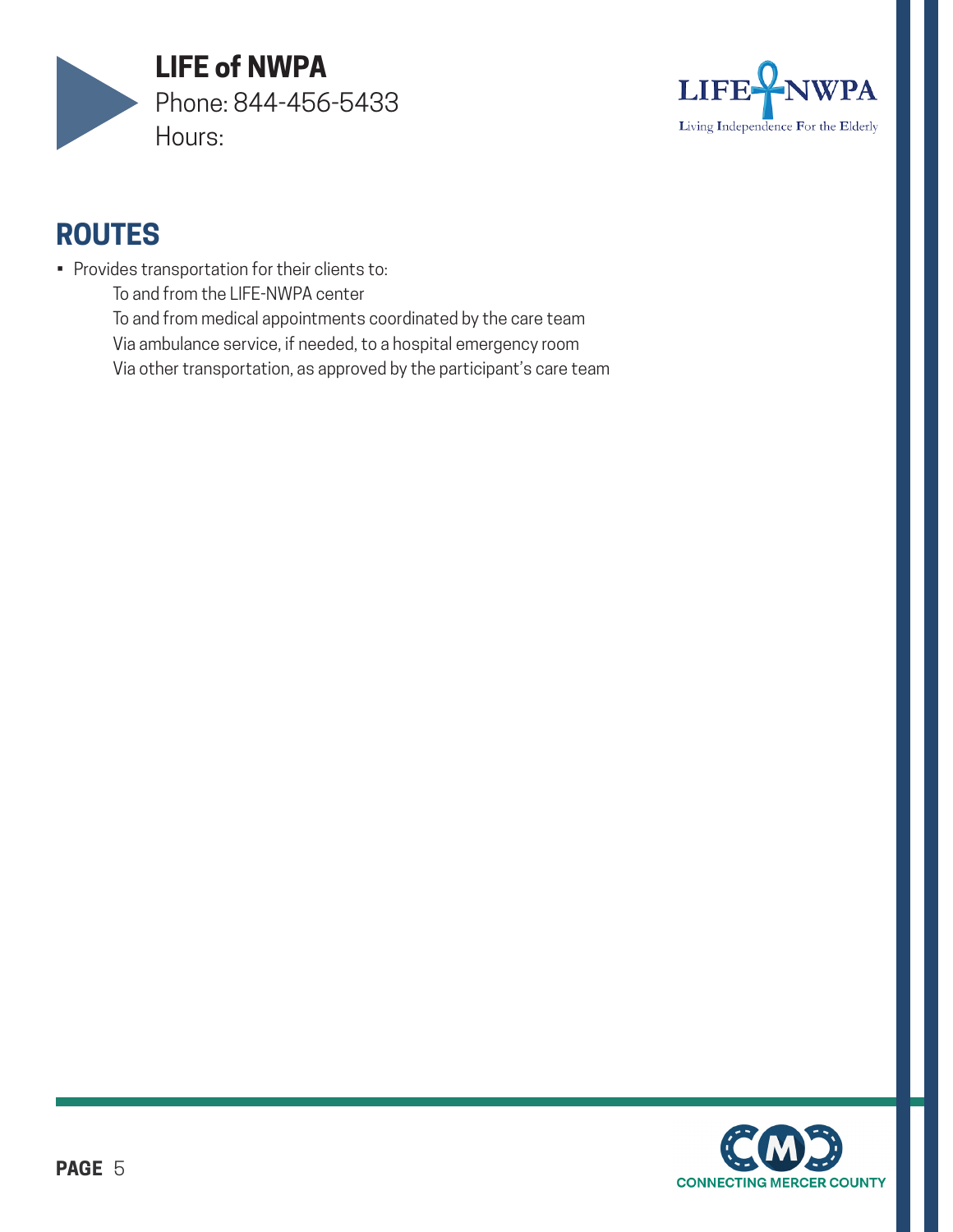## LIFE of NWPA

Phone: 844-456-5433

Hours:

LIFE NWPA
Living Independence For the Elderly

## ROUTES

- Provides transportation for their clients to:
  - To and from the LIFE-NWPA center
  - To and from medical appointments coordinated by the care team
  - Via ambulance service, if needed, to a hospital emergency room
  - Via other transportation, as approved by the participant's care team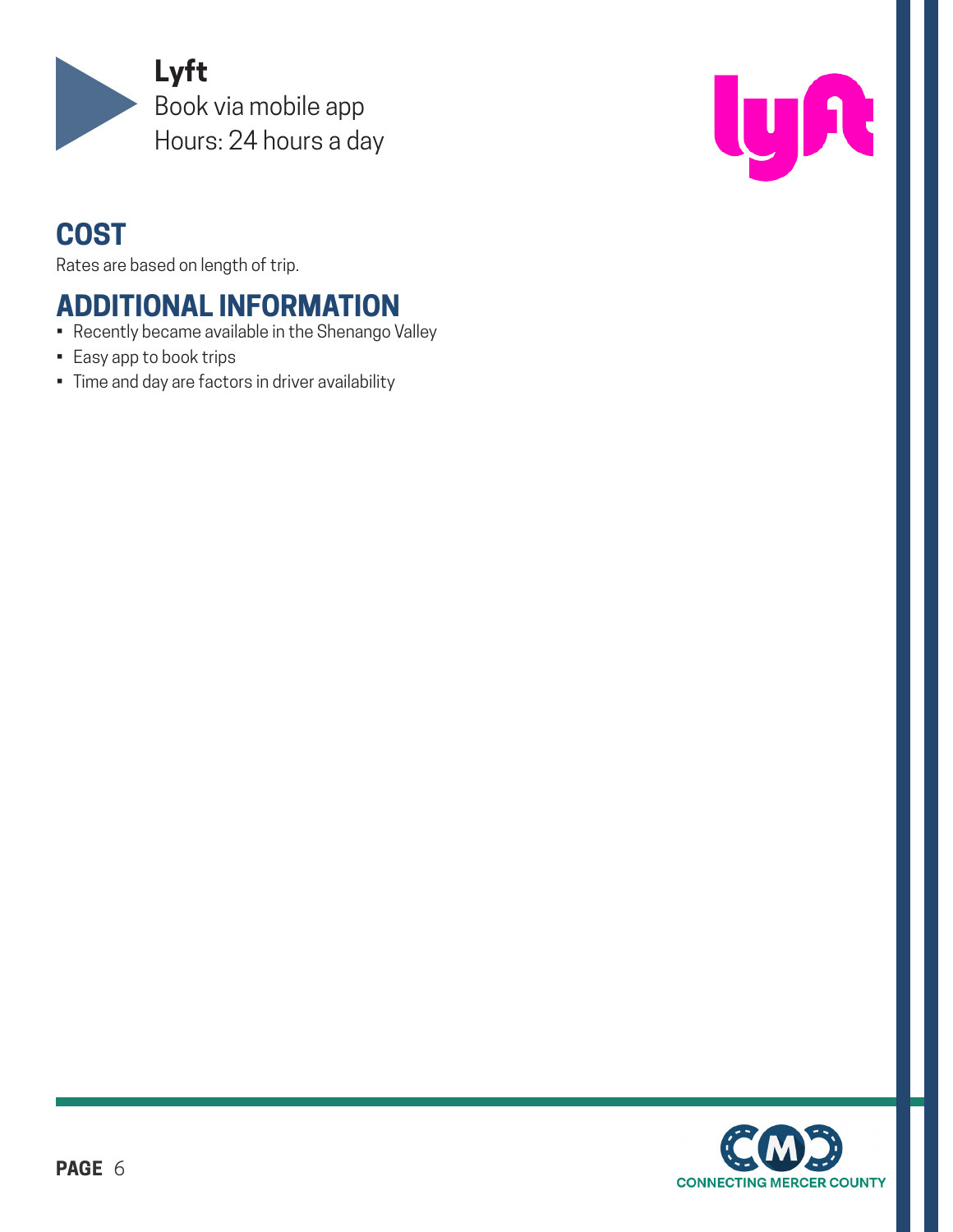**Lyft**

Book via mobile app

Hours: 24 hours a day

## COST

Rates are based on length of trip.

## ADDITIONAL INFORMATION

- Recently became available in the Shenango Valley
- Easy app to book trips
- Time and day are factors in driver availability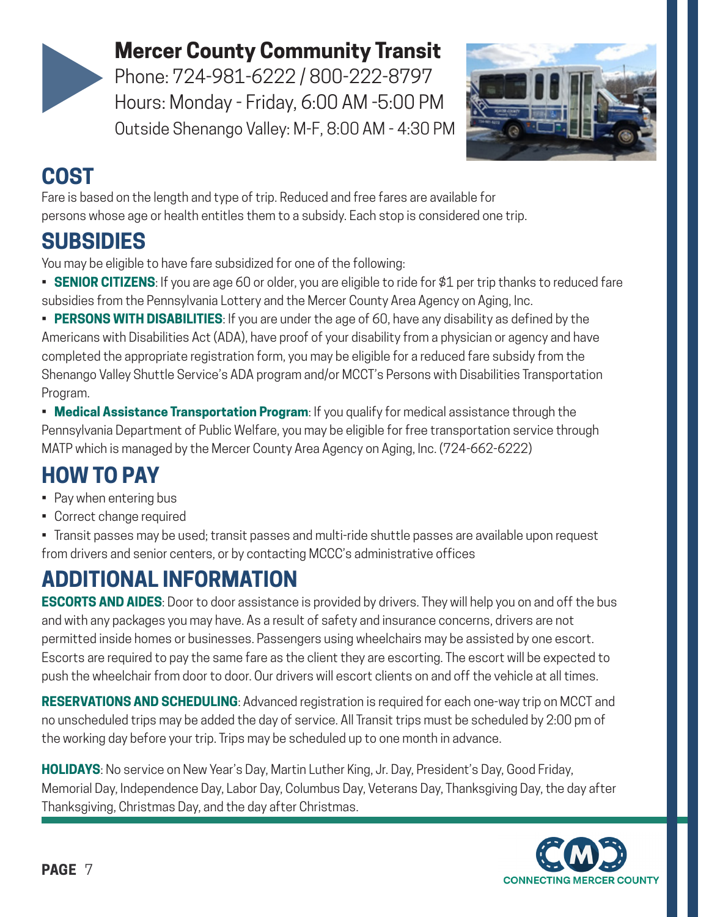# Mercer County Community Transit

Phone: 724-981-6222 / 800-222-8797
Hours: Monday - Friday, 6:00 AM -5:00 PM
Outside Shenango Valley: M-F, 8:00 AM - 4:30 PM

## COST

Fare is based on the length and type of trip. Reduced and free fares are available for persons whose age or health entitles them to a subsidy. Each stop is considered one trip.

## SUBSIDIES

You may be eligible to have fare subsidized for one of the following:

- **SENIOR CITIZENS**: If you are age 60 or older, you are eligible to ride for $1 per trip thanks to reduced fare subsidies from the Pennsylvania Lottery and the Mercer County Area Agency on Aging, Inc.
- **PERSONS WITH DISABILITIES**: If you are under the age of 60, have any disability as defined by the Americans with Disabilities Act (ADA), have proof of your disability from a physician or agency and have completed the appropriate registration form, you may be eligible for a reduced fare subsidy from the Shenango Valley Shuttle Service's ADA program and/or MCCT's Persons with Disabilities Transportation Program.
- **Medical Assistance Transportation Program**: If you qualify for medical assistance through the Pennsylvania Department of Public Welfare, you may be eligible for free transportation service through MATP which is managed by the Mercer County Area Agency on Aging, Inc. (724-662-6222)

## HOW TO PAY

- Pay when entering bus
- Correct change required
- Transit passes may be used; transit passes and multi-ride shuttle passes are available upon request from drivers and senior centers, or by contacting MCCC's administrative offices

## ADDITIONAL INFORMATION

**ESCORTS AND AIDES**: Door to door assistance is provided by drivers. They will help you on and off the bus and with any packages you may have. As a result of safety and insurance concerns, drivers are not permitted inside homes or businesses. Passengers using wheelchairs may be assisted by one escort. Escorts are required to pay the same fare as the client they are escorting. The escort will be expected to push the wheelchair from door to door. Our drivers will escort clients on and off the vehicle at all times.

**RESERVATIONS AND SCHEDULING**: Advanced registration is required for each one-way trip on MCCT and no unscheduled trips may be added the day of service. All Transit trips must be scheduled by 2:00 pm of the working day before your trip. Trips may be scheduled up to one month in advance.

**HOLIDAYS**: No service on New Year's Day, Martin Luther King, Jr. Day, President's Day, Good Friday, Memorial Day, Independence Day, Labor Day, Columbus Day, Veterans Day, Thanksgiving Day, the day after Thanksgiving, Christmas Day, and the day after Christmas.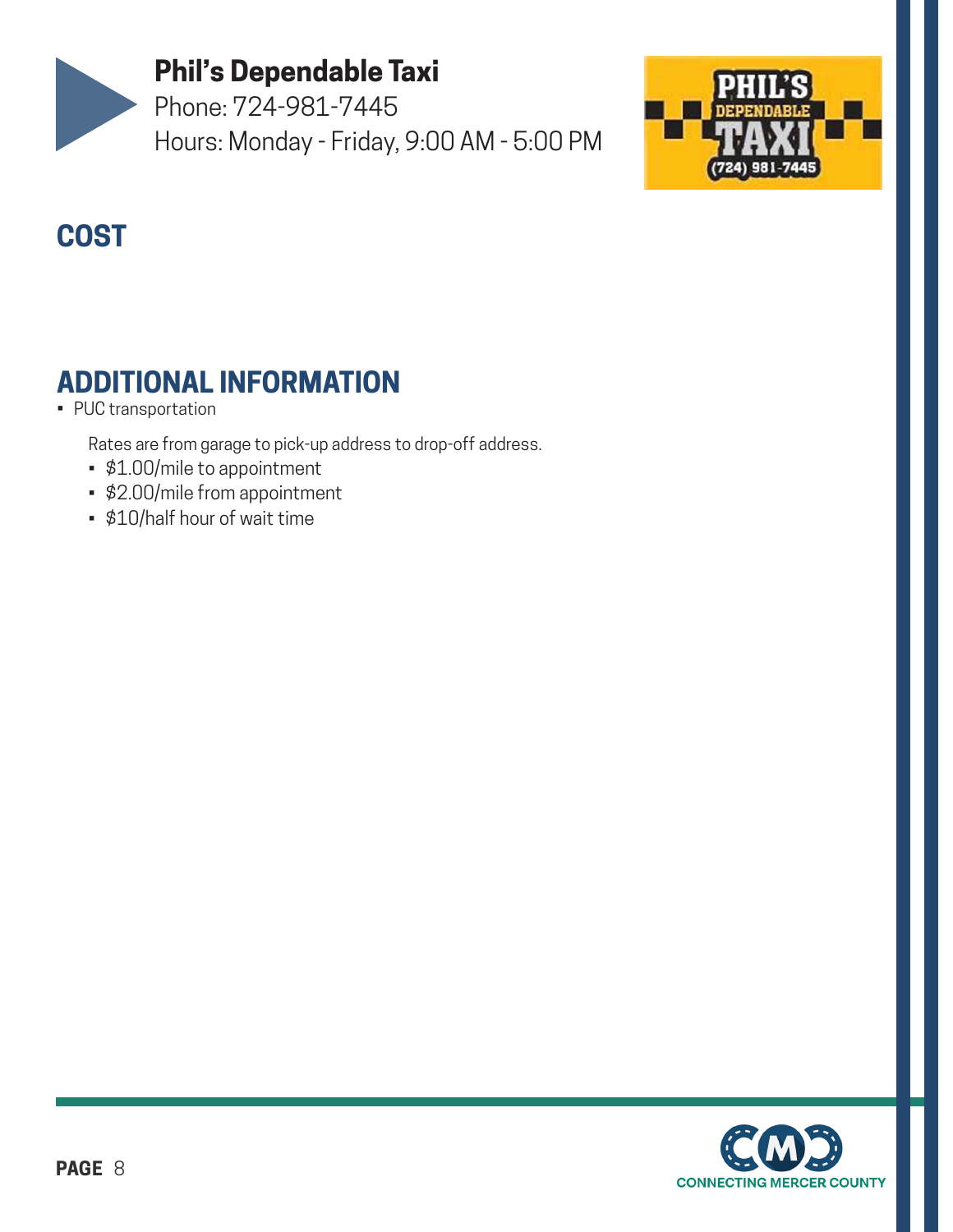## Phil's Dependable Taxi

Phone: 724-981-7445

Hours: Monday - Friday, 9:00 AM - 5:00 PM

## COST

## ADDITIONAL INFORMATION

- PUC transportation

  Rates are from garage to pick-up address to drop-off address.

  - $1.00/mile to appointment
  - $2.00/mile from appointment
  - $10/half hour of wait time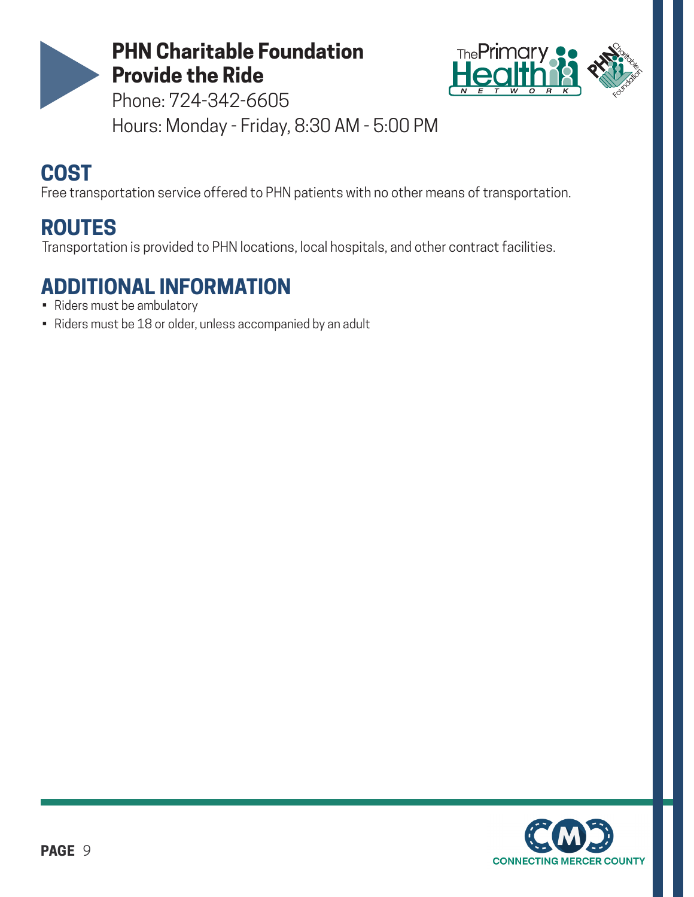# PHN Charitable Foundation Provide the Ride

Phone: 724-342-6605

Hours: Monday - Friday, 8:30 AM - 5:00 PM

## COST

Free transportation service offered to PHN patients with no other means of transportation.

## ROUTES

Transportation is provided to PHN locations, local hospitals, and other contract facilities.

## ADDITIONAL INFORMATION

- Riders must be ambulatory
- Riders must be 18 or older, unless accompanied by an adult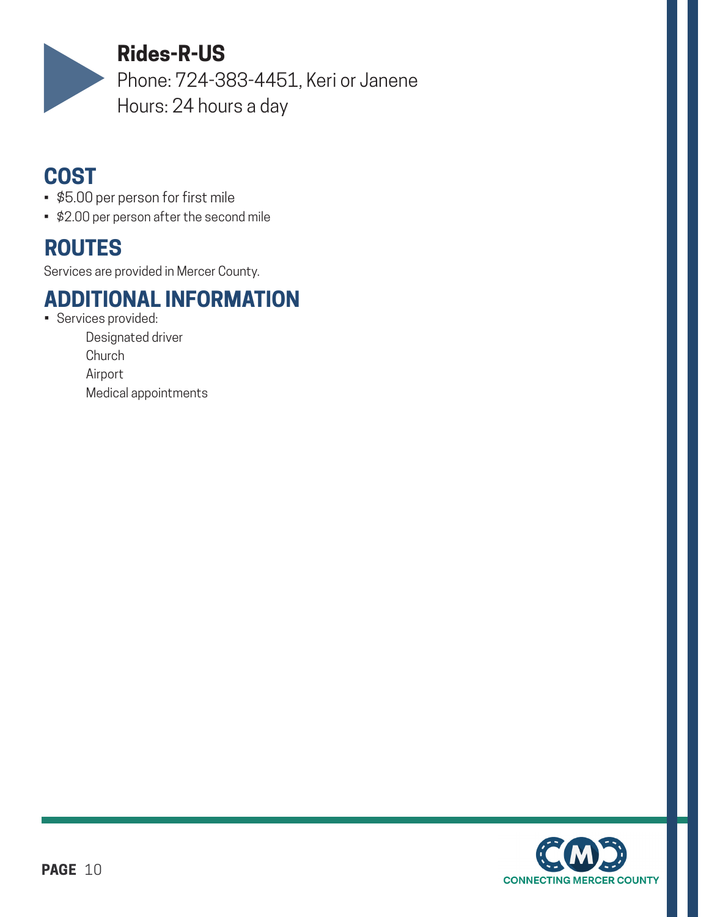## Rides-R-US

Phone: 724-383-4451, Keri or Janene
Hours: 24 hours a day

## COST

- $5.00 per person for first mile
- $2.00 per person after the second mile

## ROUTES

Services are provided in Mercer County.

## ADDITIONAL INFORMATION

- Services provided:
  - Designated driver
  - Church
  - Airport
  - Medical appointments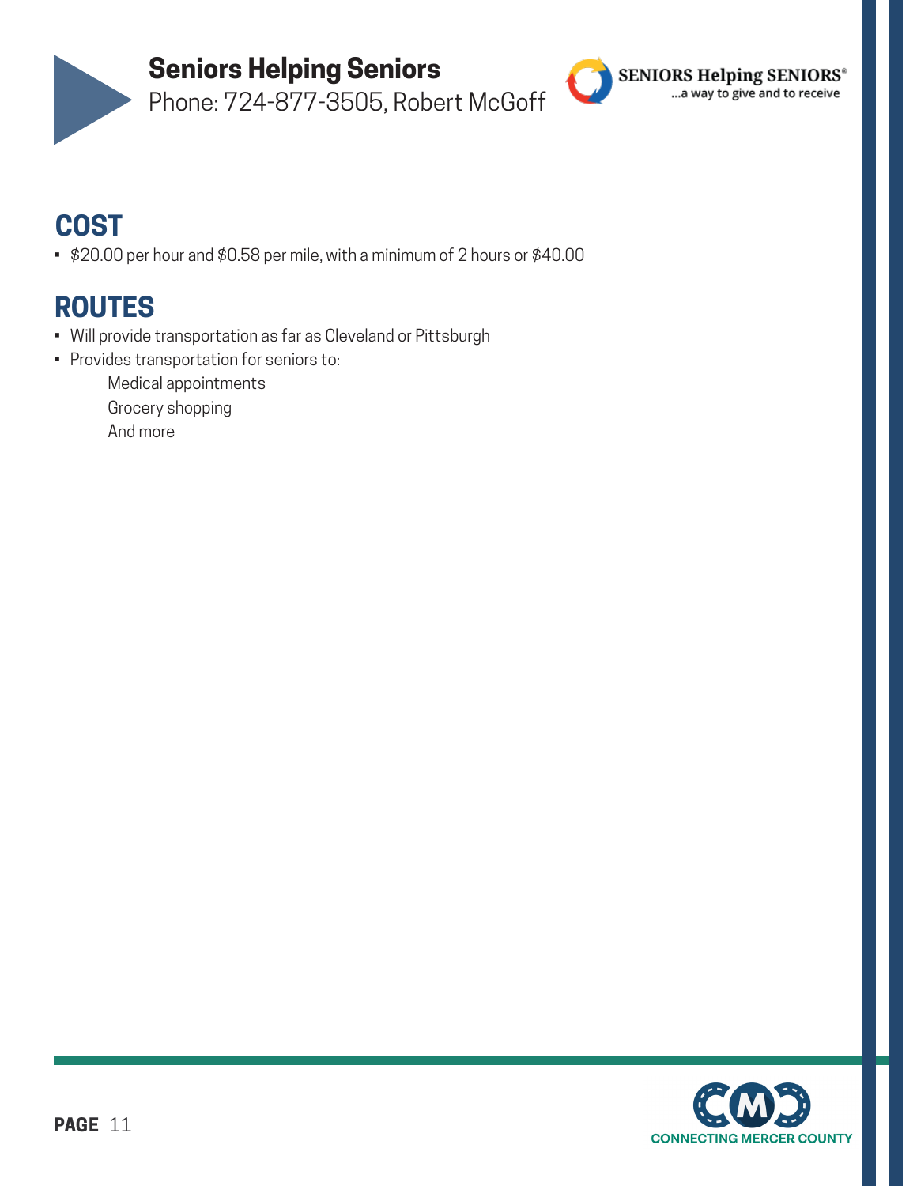# Seniors Helping Seniors

Phone: 724-877-3505, Robert McGoff

## COST

- $20.00 per hour and $0.58 per mile, with a minimum of 2 hours or $40.00

## ROUTES

- Will provide transportation as far as Cleveland or Pittsburgh
- Provides transportation for seniors to:
  - Medical appointments
  - Grocery shopping
  - And more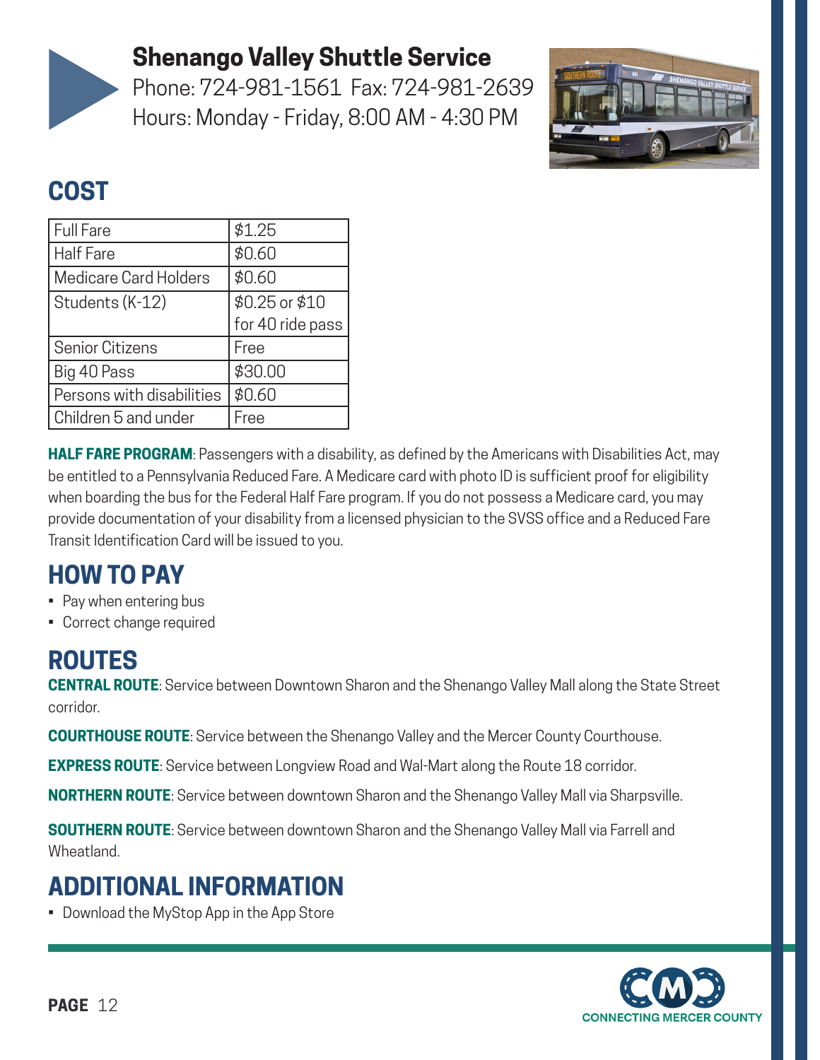# Shenango Valley Shuttle Service

Phone: 724-981-1561 Fax: 724-981-2639
Hours: Monday - Friday, 8:00 AM - 4:30 PM

## COST

| Fare Type | Cost |
|---|---|
| Full Fare | $1.25 |
| Half Fare | $0.60 |
| Medicare Card Holders | $0.60 |
| Students (K-12) | $0.25 or $10 for 40 ride pass |
| Senior Citizens | Free |
| Big 40 Pass | $30.00 |
| Persons with disabilities | $0.60 |
| Children 5 and under | Free |

**HALF FARE PROGRAM**: Passengers with a disability, as defined by the Americans with Disabilities Act, may be entitled to a Pennsylvania Reduced Fare. A Medicare card with photo ID is sufficient proof for eligibility when boarding the bus for the Federal Half Fare program. If you do not possess a Medicare card, you may provide documentation of your disability from a licensed physician to the SVSS office and a Reduced Fare Transit Identification Card will be issued to you.

## HOW TO PAY

- Pay when entering bus
- Correct change required

## ROUTES

**CENTRAL ROUTE**: Service between Downtown Sharon and the Shenango Valley Mall along the State Street corridor.

**COURTHOUSE ROUTE**: Service between the Shenango Valley and the Mercer County Courthouse.

**EXPRESS ROUTE**: Service between Longview Road and Wal-Mart along the Route 18 corridor.

**NORTHERN ROUTE**: Service between downtown Sharon and the Shenango Valley Mall via Sharpsville.

**SOUTHERN ROUTE**: Service between downtown Sharon and the Shenango Valley Mall via Farrell and Wheatland.

## ADDITIONAL INFORMATION

- Download the MyStop App in the App Store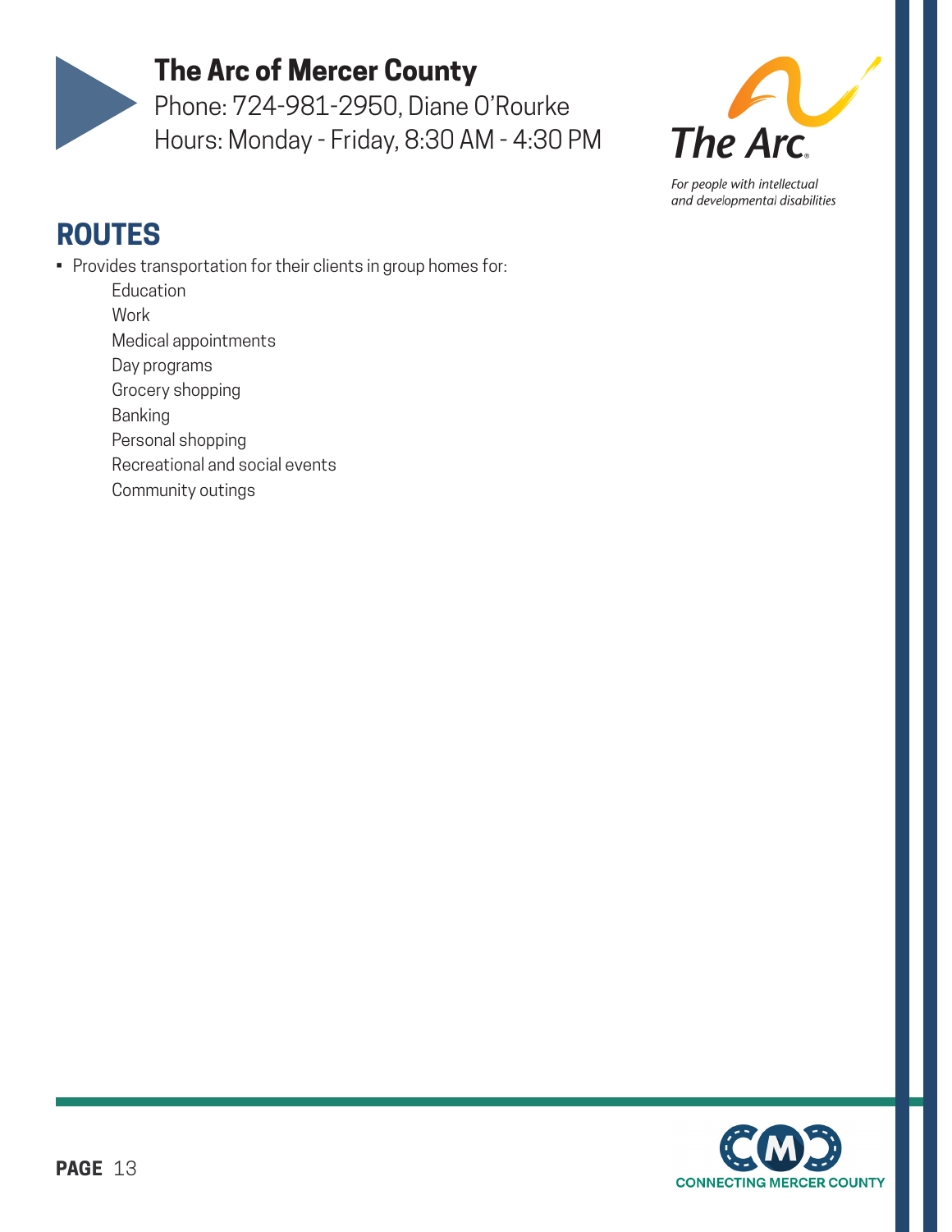## The Arc of Mercer County

Phone: 724-981-2950, Diane O'Rourke
Hours: Monday - Friday, 8:30 AM - 4:30 PM

*For people with intellectual and developmental disabilities*

## ROUTES

- Provides transportation for their clients in group homes for:
  - Education
  - Work
  - Medical appointments
  - Day programs
  - Grocery shopping
  - Banking
  - Personal shopping
  - Recreational and social events
  - Community outings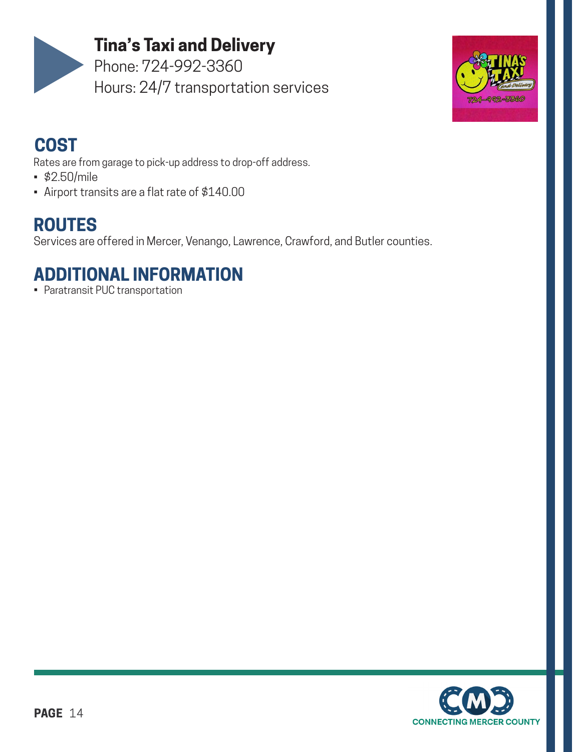# Tina's Taxi and Delivery

Phone: 724-992-3360

Hours: 24/7 transportation services

## COST

Rates are from garage to pick-up address to drop-off address.

- $2.50/mile
- Airport transits are a flat rate of $140.00

## ROUTES

Services are offered in Mercer, Venango, Lawrence, Crawford, and Butler counties.

## ADDITIONAL INFORMATION

- Paratransit PUC transportation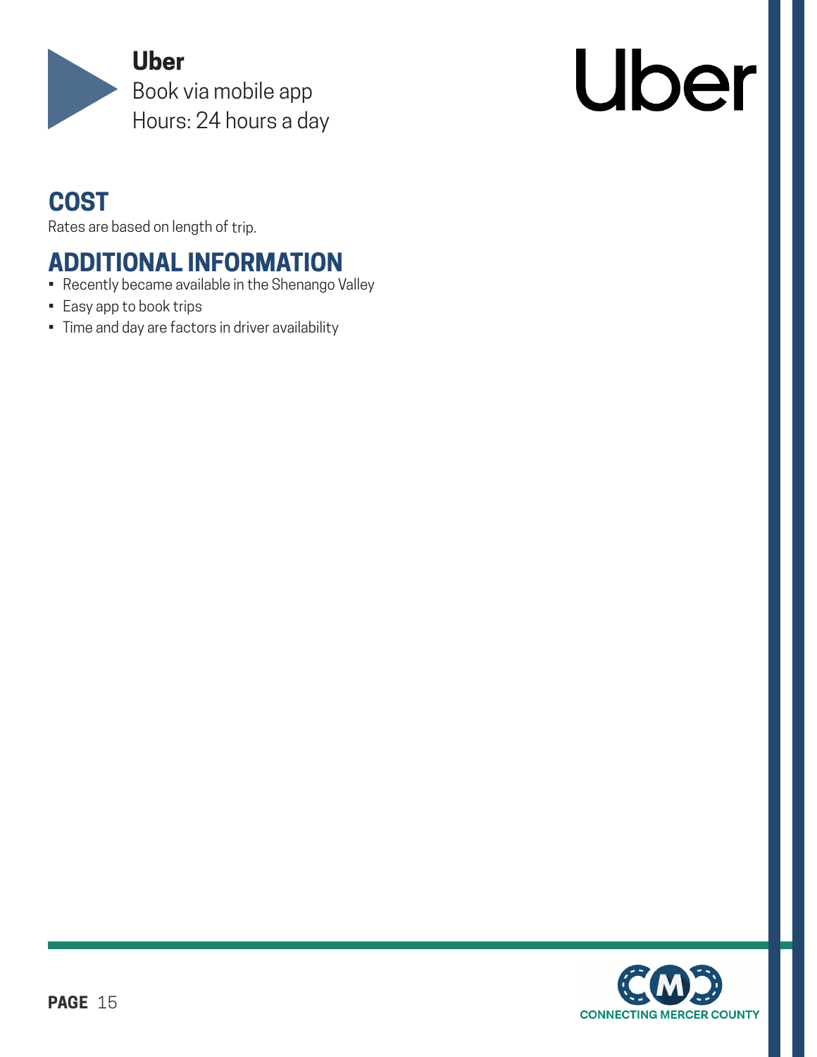**Uber**
Book via mobile app
Hours: 24 hours a day

## COST

Rates are based on length of trip.

## ADDITIONAL INFORMATION

- Recently became available in the Shenango Valley
- Easy app to book trips
- Time and day are factors in driver availability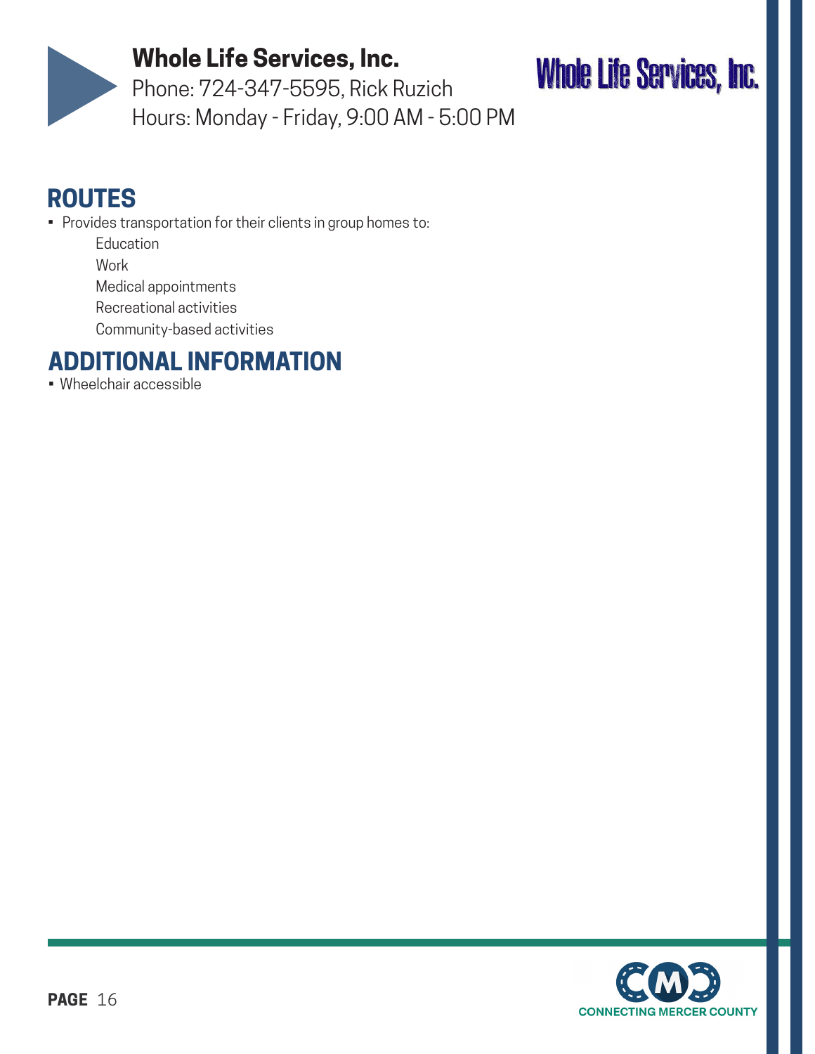# Whole Life Services, Inc.

Phone: 724-347-5595, Rick Ruzich
Hours: Monday - Friday, 9:00 AM - 5:00 PM

## ROUTES

- Provides transportation for their clients in group homes to:
  - Education
  - Work
  - Medical appointments
  - Recreational activities
  - Community-based activities

## ADDITIONAL INFORMATION

- Wheelchair accessible